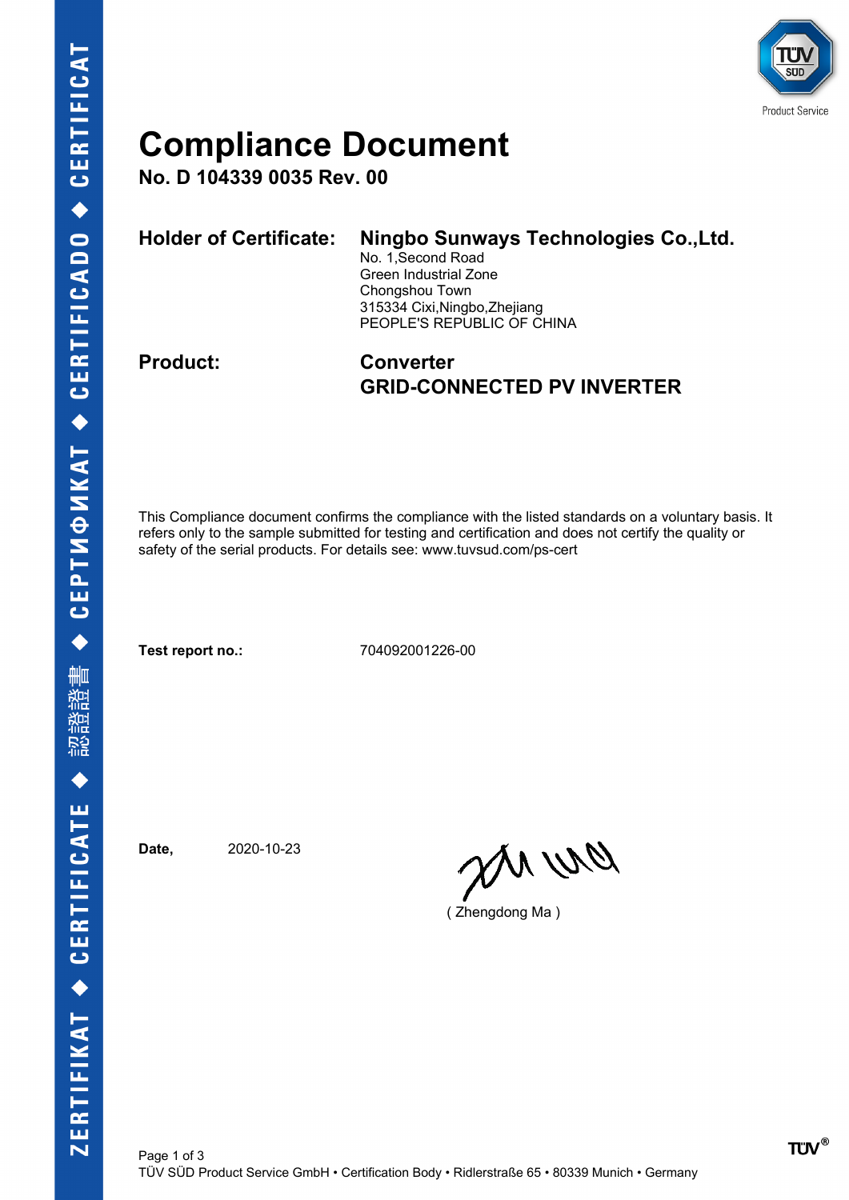# Compliance Document

**No. D 104339 0035 Rev. 00**

**Holder of Certificate:** **Ningbo Sunways Technologies Co.,Ltd.**
No. 1,Second Road
Green Industrial Zone
Chongshou Town
315334 Cixi,Ningbo,Zhejiang
PEOPLE'S REPUBLIC OF CHINA

**Product:** **Converter**
**GRID-CONNECTED PV INVERTER**

This Compliance document confirms the compliance with the listed standards on a voluntary basis. It refers only to the sample submitted for testing and certification and does not certify the quality or safety of the serial products. For details see: www.tuvsud.com/ps-cert

**Test report no.:** 704092001226-00

**Date,** 2020-10-23

( Zhengdong Ma )

TÜV SÜD Product Service GmbH • Certification Body • Ridlerstraße 65 • 80339 Munich • Germany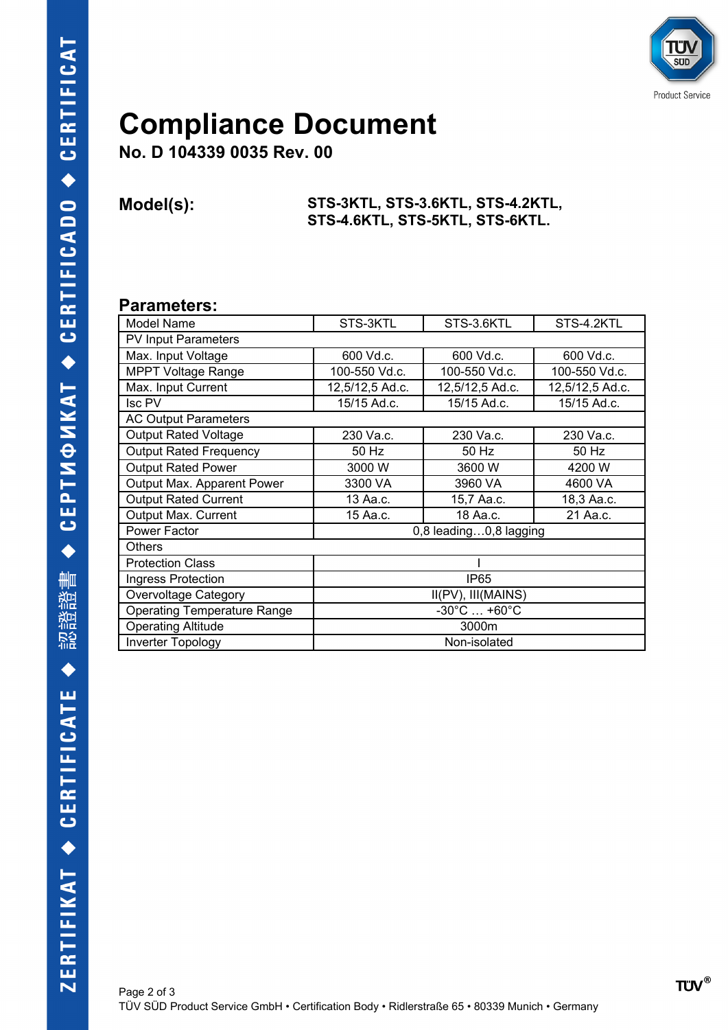# Compliance Document

**No. D 104339 0035 Rev. 00**

**Model(s):** **STS-3KTL, STS-3.6KTL, STS-4.2KTL, STS-4.6KTL, STS-5KTL, STS-6KTL.**

## Parameters:

| Model Name | STS-3KTL | STS-3.6KTL | STS-4.2KTL |
|---|---|---|---|
| PV Input Parameters | | | |
| Max. Input Voltage | 600 Vd.c. | 600 Vd.c. | 600 Vd.c. |
| MPPT Voltage Range | 100-550 Vd.c. | 100-550 Vd.c. | 100-550 Vd.c. |
| Max. Input Current | 12,5/12,5 Ad.c. | 12,5/12,5 Ad.c. | 12,5/12,5 Ad.c. |
| Isc PV | 15/15 Ad.c. | 15/15 Ad.c. | 15/15 Ad.c. |
| AC Output Parameters | | | |
| Output Rated Voltage | 230 Va.c. | 230 Va.c. | 230 Va.c. |
| Output Rated Frequency | 50 Hz | 50 Hz | 50 Hz |
| Output Rated Power | 3000 W | 3600 W | 4200 W |
| Output Max. Apparent Power | 3300 VA | 3960 VA | 4600 VA |
| Output Rated Current | 13 Aa.c. | 15,7 Aa.c. | 18,3 Aa.c. |
| Output Max. Current | 15 Aa.c. | 18 Aa.c. | 21 Aa.c. |
| Power Factor | 0,8 leading…0,8 lagging | | |
| Others | | | |
| Protection Class | I | | |
| Ingress Protection | IP65 | | |
| Overvoltage Category | II(PV), III(MAINS) | | |
| Operating Temperature Range | -30°C … +60°C | | |
| Operating Altitude | 3000m | | |
| Inverter Topology | Non-isolated | | |

TÜV SÜD Product Service GmbH • Certification Body • Ridlerstraße 65 • 80339 Munich • Germany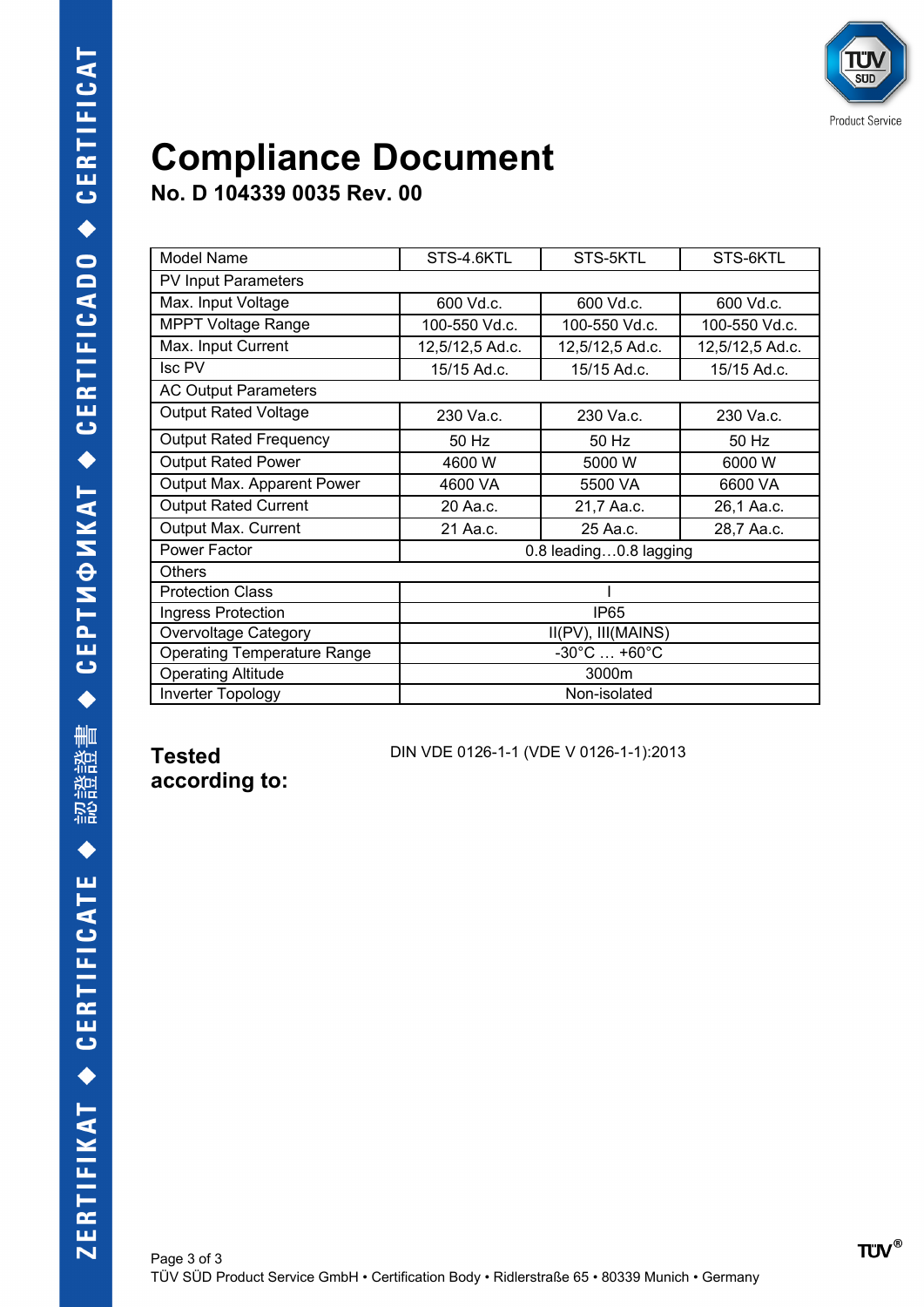# Compliance Document

## No. D 104339 0035 Rev. 00

| Model Name | STS-4.6KTL | STS-5KTL | STS-6KTL |
|---|---|---|---|
| PV Input Parameters | | | |
| Max. Input Voltage | 600 Vd.c. | 600 Vd.c. | 600 Vd.c. |
| MPPT Voltage Range | 100-550 Vd.c. | 100-550 Vd.c. | 100-550 Vd.c. |
| Max. Input Current | 12,5/12,5 Ad.c. | 12,5/12,5 Ad.c. | 12,5/12,5 Ad.c. |
| Isc PV | 15/15 Ad.c. | 15/15 Ad.c. | 15/15 Ad.c. |
| AC Output Parameters | | | |
| Output Rated Voltage | 230 Va.c. | 230 Va.c. | 230 Va.c. |
| Output Rated Frequency | 50 Hz | 50 Hz | 50 Hz |
| Output Rated Power | 4600 W | 5000 W | 6000 W |
| Output Max. Apparent Power | 4600 VA | 5500 VA | 6600 VA |
| Output Rated Current | 20 Aa.c. | 21,7 Aa.c. | 26,1 Aa.c. |
| Output Max. Current | 21 Aa.c. | 25 Aa.c. | 28,7 Aa.c. |
| Power Factor | 0.8 leading…0.8 lagging | | |
| Others | | | |
| Protection Class | I | | |
| Ingress Protection | IP65 | | |
| Overvoltage Category | II(PV), III(MAINS) | | |
| Operating Temperature Range | -30°C … +60°C | | |
| Operating Altitude | 3000m | | |
| Inverter Topology | Non-isolated | | |

**Tested according to:** DIN VDE 0126-1-1 (VDE V 0126-1-1):2013

TÜV SÜD Product Service GmbH • Certification Body • Ridlerstraße 65 • 80339 Munich • Germany